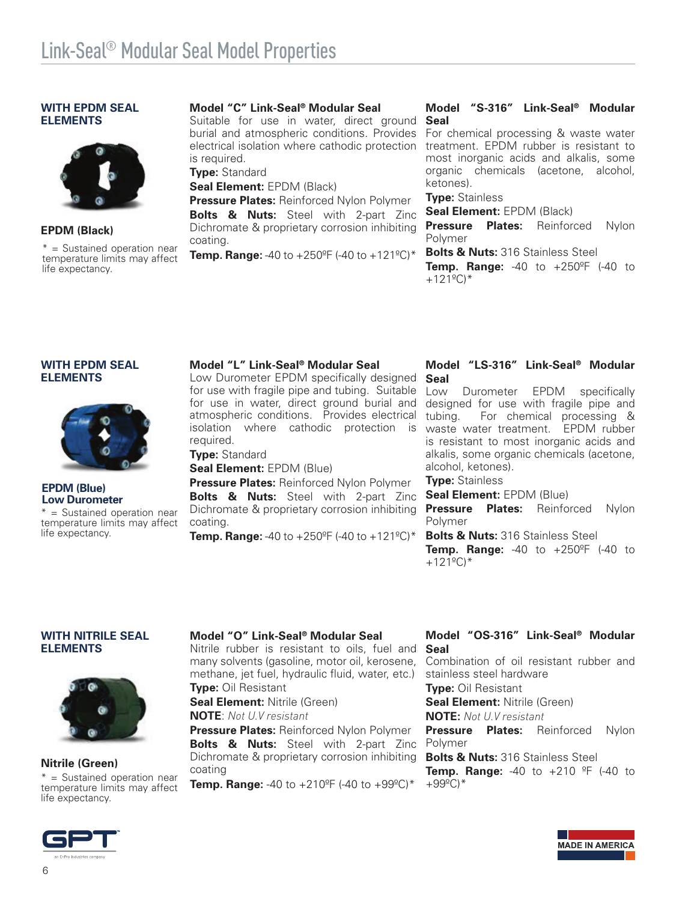# Link-Seal® Modular Seal Model Properties

## WITH EPDM SEAL ELEMENTS

**EPDM (Black)**

* = Sustained operation near temperature limits may affect life expectancy.

### Model "C" Link-Seal® Modular Seal

Suitable for use in water, direct ground burial and atmospheric conditions. Provides electrical isolation where cathodic protection is required.

**Type:** Standard

**Seal Element:** EPDM (Black)

**Pressure Plates:** Reinforced Nylon Polymer

**Bolts & Nuts:** Steel with 2-part Zinc Dichromate & proprietary corrosion inhibiting coating.

**Temp. Range:** -40 to +250ºF (-40 to +121ºC)*

### Model "S-316" Link-Seal® Modular Seal

For chemical processing & waste water treatment. EPDM rubber is resistant to most inorganic acids and alkalis, some organic chemicals (acetone, alcohol, ketones).

**Type:** Stainless

**Seal Element:** EPDM (Black)

**Pressure Plates:** Reinforced Nylon Polymer

**Bolts & Nuts:** 316 Stainless Steel

**Temp. Range:** -40 to +250ºF (-40 to +121ºC)*

## WITH EPDM SEAL ELEMENTS

**EPDM (Blue) Low Durometer**

* = Sustained operation near temperature limits may affect life expectancy.

### Model "L" Link-Seal® Modular Seal

Low Durometer EPDM specifically designed for use with fragile pipe and tubing. Suitable for use in water, direct ground burial and atmospheric conditions. Provides electrical isolation where cathodic protection is required.

**Type:** Standard

**Seal Element:** EPDM (Blue)

**Pressure Plates:** Reinforced Nylon Polymer

**Bolts & Nuts:** Steel with 2-part Zinc Dichromate & proprietary corrosion inhibiting coating.

**Temp. Range:** -40 to +250ºF (-40 to +121ºC)*

### Model "LS-316" Link-Seal® Modular Seal

Low Durometer EPDM specifically designed for use with fragile pipe and tubing. For chemical processing & waste water treatment. EPDM rubber is resistant to most inorganic acids and alkalis, some organic chemicals (acetone, alcohol, ketones).

**Type:** Stainless

**Seal Element:** EPDM (Blue)

**Pressure Plates:** Reinforced Nylon Polymer

**Bolts & Nuts:** 316 Stainless Steel

**Temp. Range:** -40 to +250ºF (-40 to +121ºC)*

## WITH NITRILE SEAL ELEMENTS

**Nitrile (Green)**

* = Sustained operation near temperature limits may affect life expectancy.

### Model "O" Link-Seal® Modular Seal

Nitrile rubber is resistant to oils, fuel and many solvents (gasoline, motor oil, kerosene, methane, jet fuel, hydraulic fluid, water, etc.)

**Type:** Oil Resistant

**Seal Element:** Nitrile (Green)

**NOTE**: *Not U.V resistant*

**Pressure Plates:** Reinforced Nylon Polymer

**Bolts & Nuts:** Steel with 2-part Zinc Dichromate & proprietary corrosion inhibiting coating

**Temp. Range:** -40 to +210ºF (-40 to +99ºC)*

### Model "OS-316" Link-Seal® Modular Seal

Combination of oil resistant rubber and stainless steel hardware

**Type:** Oil Resistant

**Seal Element:** Nitrile (Green)

**NOTE:** *Not U.V resistant*

**Pressure Plates:** Reinforced Nylon Polymer

**Bolts & Nuts:** 316 Stainless Steel

**Temp. Range:** -40 to +210 ºF (-40 to +99ºC)*

GPT™ an EnPro Industries company

MADE IN AMERICA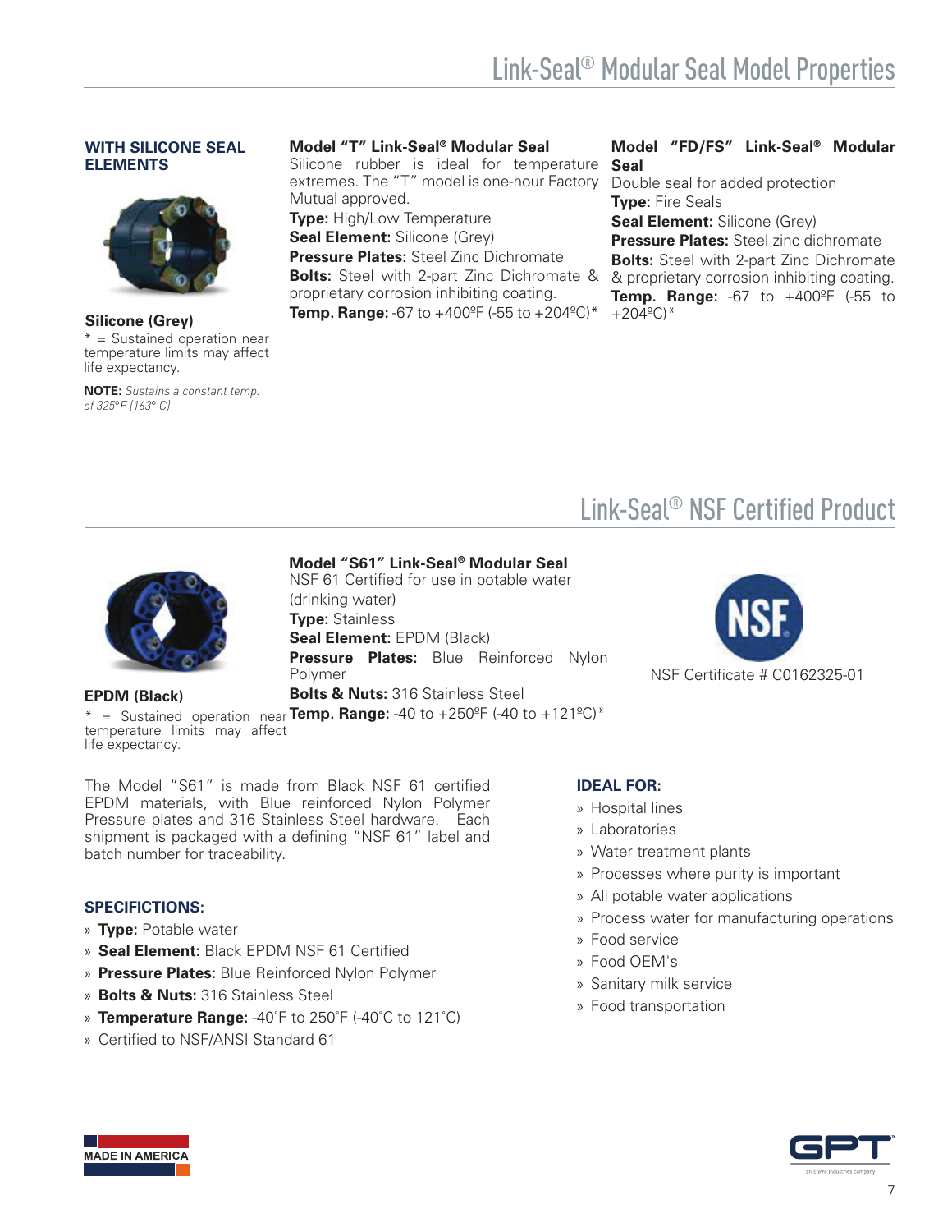# Link-Seal® Modular Seal Model Properties

**WITH SILICONE SEAL ELEMENTS**

**Silicone (Grey)**

* = Sustained operation near temperature limits may affect life expectancy.

**NOTE:** *Sustains a constant temp. of 325°F (163° C)*

**Model "T" Link-Seal® Modular Seal**
Silicone rubber is ideal for temperature extremes. The "T" model is one-hour Factory Mutual approved.
**Type:** High/Low Temperature
**Seal Element:** Silicone (Grey)
**Pressure Plates:** Steel Zinc Dichromate
**Bolts:** Steel with 2-part Zinc Dichromate & proprietary corrosion inhibiting coating.
**Temp. Range:** -67 to +400ºF (-55 to +204ºC)*

**Model "FD/FS" Link-Seal® Modular Seal**
Double seal for added protection
**Type:** Fire Seals
**Seal Element:** Silicone (Grey)
**Pressure Plates:** Steel zinc dichromate
**Bolts:** Steel with 2-part Zinc Dichromate & proprietary corrosion inhibiting coating.
**Temp. Range:** -67 to +400ºF (-55 to +204ºC)*

# Link-Seal® NSF Certified Product

**EPDM (Black)**

* = Sustained operation near temperature limits may affect life expectancy.

**Model "S61" Link-Seal® Modular Seal**
NSF 61 Certified for use in potable water (drinking water)
**Type:** Stainless
**Seal Element:** EPDM (Black)
**Pressure Plates:** Blue Reinforced Nylon Polymer
**Bolts & Nuts:** 316 Stainless Steel
**Temp. Range:** -40 to +250ºF (-40 to +121ºC)*

NSF Certificate # C0162325-01

The Model "S61" is made from Black NSF 61 certified EPDM materials, with Blue reinforced Nylon Polymer Pressure plates and 316 Stainless Steel hardware. Each shipment is packaged with a defining "NSF 61" label and batch number for traceability.

### SPECIFICATIONS:

- **Type:** Potable water
- **Seal Element:** Black EPDM NSF 61 Certified
- **Pressure Plates:** Blue Reinforced Nylon Polymer
- **Bolts & Nuts:** 316 Stainless Steel
- **Temperature Range:** -40˚F to 250˚F (-40˚C to 121˚C)
- Certified to NSF/ANSI Standard 61

### IDEAL FOR:

- Hospital lines
- Laboratories
- Water treatment plants
- Processes where purity is important
- All potable water applications
- Process water for manufacturing operations
- Food service
- Food OEM's
- Sanitary milk service
- Food transportation

MADE IN AMERICA

GPT an EnPro Industries company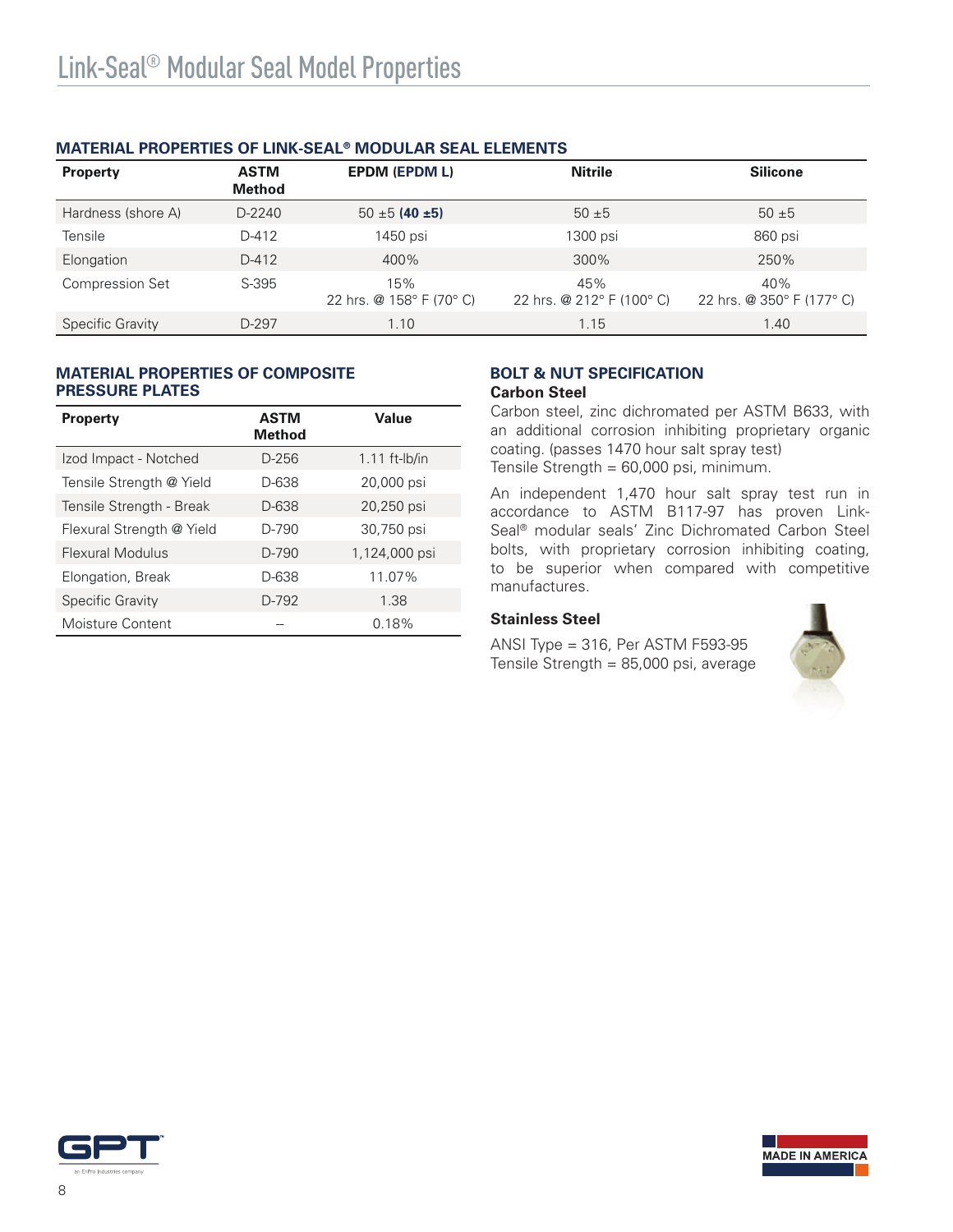# Link-Seal® Modular Seal Model Properties

## MATERIAL PROPERTIES OF LINK-SEAL® MODULAR SEAL ELEMENTS

| Property | ASTM Method | EPDM (EPDM L) | Nitrile | Silicone |
|---|---|---|---|---|
| Hardness (shore A) | D-2240 | 50 ±5 **(40 ±5)** | 50 ±5 | 50 ±5 |
| Tensile | D-412 | 1450 psi | 1300 psi | 860 psi |
| Elongation | D-412 | 400% | 300% | 250% |
| Compression Set | S-395 | 15% 22 hrs. @ 158° F (70° C) | 45% 22 hrs. @ 212° F (100° C) | 40% 22 hrs. @ 350° F (177° C) |
| Specific Gravity | D-297 | 1.10 | 1.15 | 1.40 |

## MATERIAL PROPERTIES OF COMPOSITE PRESSURE PLATES

| Property | ASTM Method | Value |
|---|---|---|
| Izod Impact - Notched | D-256 | 1.11 ft-lb/in |
| Tensile Strength @ Yield | D-638 | 20,000 psi |
| Tensile Strength - Break | D-638 | 20,250 psi |
| Flexural Strength @ Yield | D-790 | 30,750 psi |
| Flexural Modulus | D-790 | 1,124,000 psi |
| Elongation, Break | D-638 | 11.07% |
| Specific Gravity | D-792 | 1.38 |
| Moisture Content | -- | 0.18% |

## BOLT & NUT SPECIFICATION

### Carbon Steel

Carbon steel, zinc dichromated per ASTM B633, with an additional corrosion inhibiting proprietary organic coating. (passes 1470 hour salt spray test)
Tensile Strength = 60,000 psi, minimum.

An independent 1,470 hour salt spray test run in accordance to ASTM B117-97 has proven Link-Seal® modular seals' Zinc Dichromated Carbon Steel bolts, with proprietary corrosion inhibiting coating, to be superior when compared with competitive manufactures.

### Stainless Steel

ANSI Type = 316, Per ASTM F593-95
Tensile Strength = 85,000 psi, average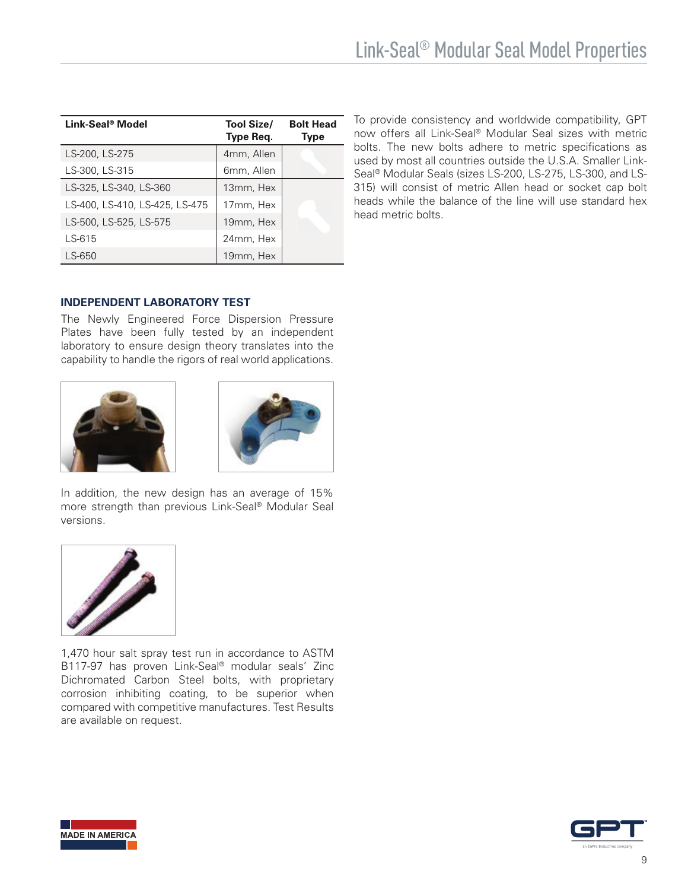# Link-Seal® Modular Seal Model Properties

| Link-Seal® Model | Tool Size/ Type Req. | Bolt Head Type |
|---|---|---|
| LS-200, LS-275 | 4mm, Allen | |
| LS-300, LS-315 | 6mm, Allen | |
| LS-325, LS-340, LS-360 | 13mm, Hex | |
| LS-400, LS-410, LS-425, LS-475 | 17mm, Hex | |
| LS-500, LS-525, LS-575 | 19mm, Hex | |
| LS-615 | 24mm, Hex | |
| LS-650 | 19mm, Hex | |

To provide consistency and worldwide compatibility, GPT now offers all Link-Seal® Modular Seal sizes with metric bolts. The new bolts adhere to metric specifications as used by most all countries outside the U.S.A. Smaller Link-Seal® Modular Seals (sizes LS-200, LS-275, LS-300, and LS-315) will consist of metric Allen head or socket cap bolt heads while the balance of the line will use standard hex head metric bolts.

### INDEPENDENT LABORATORY TEST

The Newly Engineered Force Dispersion Pressure Plates have been fully tested by an independent laboratory to ensure design theory translates into the capability to handle the rigors of real world applications.

In addition, the new design has an average of 15% more strength than previous Link-Seal® Modular Seal versions.

1,470 hour salt spray test run in accordance to ASTM B117-97 has proven Link-Seal® modular seals' Zinc Dichromated Carbon Steel bolts, with proprietary corrosion inhibiting coating, to be superior when compared with competitive manufactures. Test Results are available on request.

MADE IN AMERICA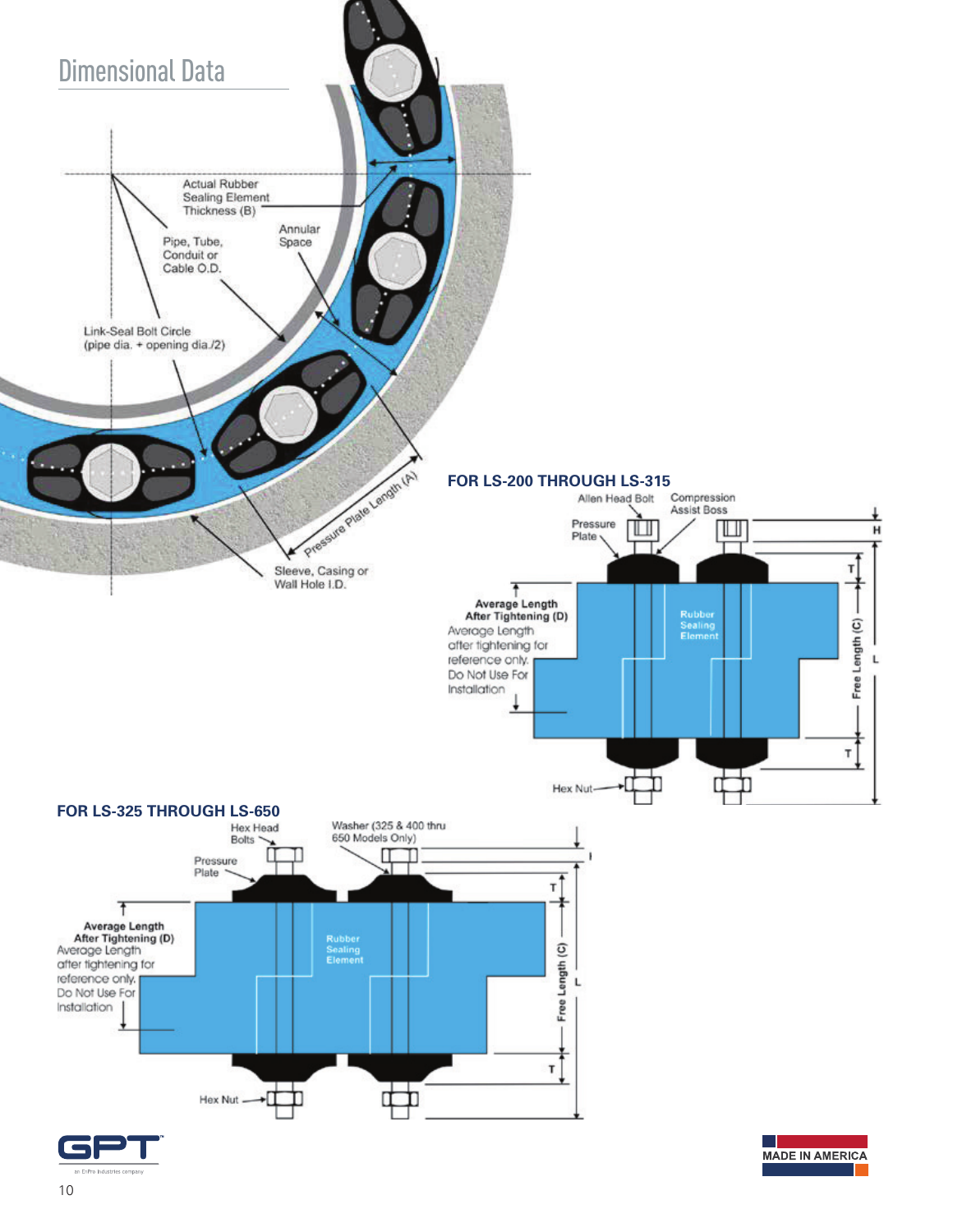# Dimensional Data

Actual Rubber Sealing Element Thickness (B)

Annular Space

Pipe, Tube, Conduit or Cable O.D.

Link-Seal Bolt Circle (pipe dia. + opening dia./2)

Pressure Plate Length (A)

Sleeve, Casing or Wall Hole I.D.

## FOR LS-200 THROUGH LS-315

Allen Head Bolt

Compression Assist Boss

Pressure Plate

**Average Length After Tightening (D)**
Average Length after tightening for reference only. Do Not Use For Installation

Rubber Sealing Element

Free Length (C)

H

T

L

T

Hex Nut

## FOR LS-325 THROUGH LS-650

Hex Head Bolts

Washer (325 & 400 thru 650 Models Only)

Pressure Plate

**Average Length After Tightening (D)**
Average Length after tightening for reference only. Do Not Use For Installation

Rubber Sealing Element

Free Length (C)

I

T

L

T

Hex Nut

MADE IN AMERICA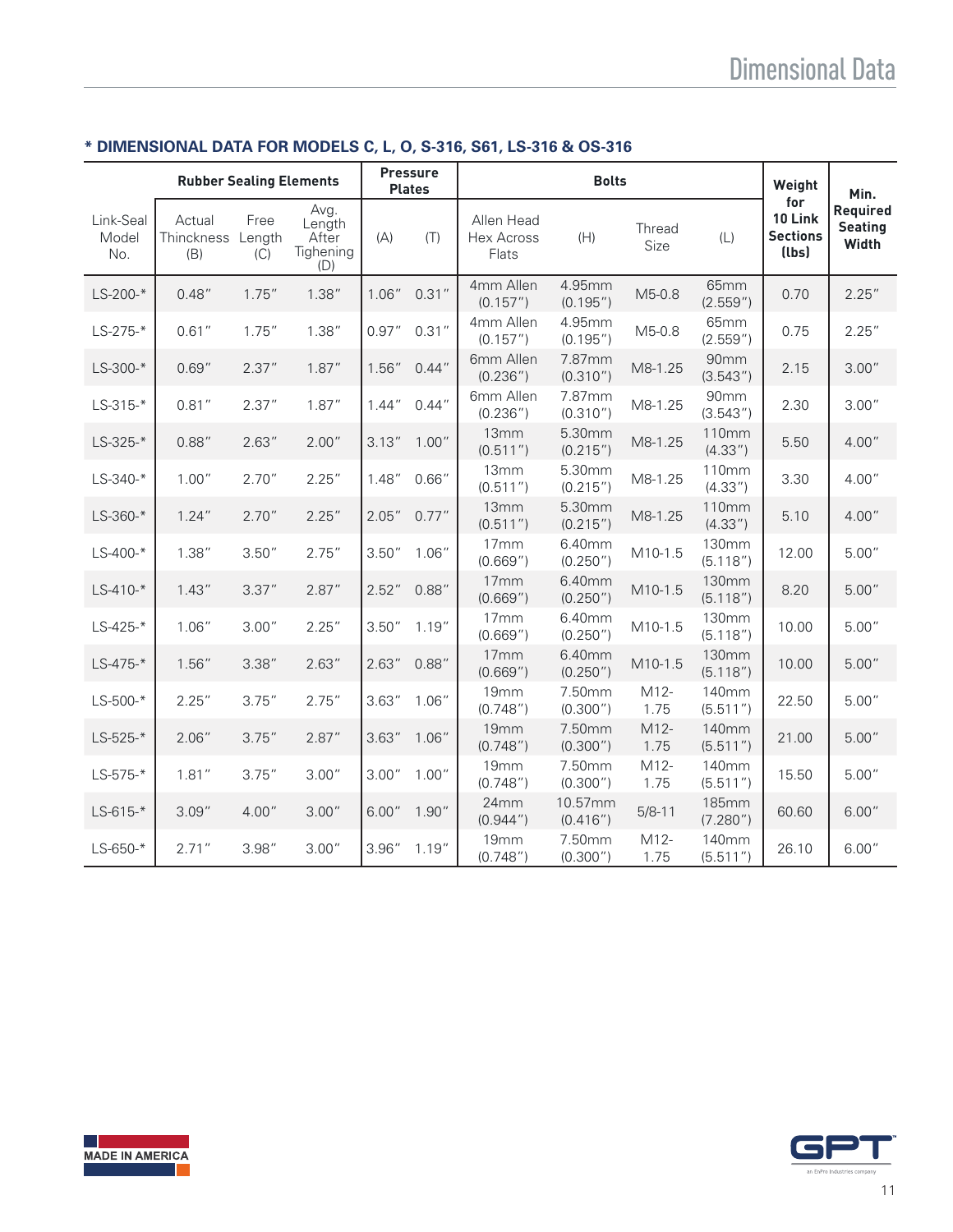## * DIMENSIONAL DATA FOR MODELS C, L, O, S-316, S61, LS-316 & OS-316

| | Rubber Sealing Elements | | | Pressure Plates | | Bolts | | | | Weight for 10 Link Sections (lbs) | Min. Required Seating Width |
|---|---|---|---|---|---|---|---|---|---|---|---|
| Link-Seal Model No. | Actual Thinckness (B) | Free Length (C) | Avg. Length After Tighening (D) | (A) | (T) | Allen Head Hex Across Flats | (H) | Thread Size | (L) | | |
| LS-200-* | 0.48″ | 1.75″ | 1.38″ | 1.06″ | 0.31″ | 4mm Allen (0.157″) | 4.95mm (0.195″) | M5-0.8 | 65mm (2.559″) | 0.70 | 2.25″ |
| LS-275-* | 0.61″ | 1.75″ | 1.38″ | 0.97″ | 0.31″ | 4mm Allen (0.157″) | 4.95mm (0.195″) | M5-0.8 | 65mm (2.559″) | 0.75 | 2.25″ |
| LS-300-* | 0.69″ | 2.37″ | 1.87″ | 1.56″ | 0.44″ | 6mm Allen (0.236″) | 7.87mm (0.310″) | M8-1.25 | 90mm (3.543″) | 2.15 | 3.00″ |
| LS-315-* | 0.81″ | 2.37″ | 1.87″ | 1.44″ | 0.44″ | 6mm Allen (0.236″) | 7.87mm (0.310″) | M8-1.25 | 90mm (3.543″) | 2.30 | 3.00″ |
| LS-325-* | 0.88″ | 2.63″ | 2.00″ | 3.13″ | 1.00″ | 13mm (0.511″) | 5.30mm (0.215″) | M8-1.25 | 110mm (4.33″) | 5.50 | 4.00″ |
| LS-340-* | 1.00″ | 2.70″ | 2.25″ | 1.48″ | 0.66″ | 13mm (0.511″) | 5.30mm (0.215″) | M8-1.25 | 110mm (4.33″) | 3.30 | 4.00″ |
| LS-360-* | 1.24″ | 2.70″ | 2.25″ | 2.05″ | 0.77″ | 13mm (0.511″) | 5.30mm (0.215″) | M8-1.25 | 110mm (4.33″) | 5.10 | 4.00″ |
| LS-400-* | 1.38″ | 3.50″ | 2.75″ | 3.50″ | 1.06″ | 17mm (0.669″) | 6.40mm (0.250″) | M10-1.5 | 130mm (5.118″) | 12.00 | 5.00″ |
| LS-410-* | 1.43″ | 3.37″ | 2.87″ | 2.52″ | 0.88″ | 17mm (0.669″) | 6.40mm (0.250″) | M10-1.5 | 130mm (5.118″) | 8.20 | 5.00″ |
| LS-425-* | 1.06″ | 3.00″ | 2.25″ | 3.50″ | 1.19″ | 17mm (0.669″) | 6.40mm (0.250″) | M10-1.5 | 130mm (5.118″) | 10.00 | 5.00″ |
| LS-475-* | 1.56″ | 3.38″ | 2.63″ | 2.63″ | 0.88″ | 17mm (0.669″) | 6.40mm (0.250″) | M10-1.5 | 130mm (5.118″) | 10.00 | 5.00″ |
| LS-500-* | 2.25″ | 3.75″ | 2.75″ | 3.63″ | 1.06″ | 19mm (0.748″) | 7.50mm (0.300″) | M12-1.75 | 140mm (5.511″) | 22.50 | 5.00″ |
| LS-525-* | 2.06″ | 3.75″ | 2.87″ | 3.63″ | 1.06″ | 19mm (0.748″) | 7.50mm (0.300″) | M12-1.75 | 140mm (5.511″) | 21.00 | 5.00″ |
| LS-575-* | 1.81″ | 3.75″ | 3.00″ | 3.00″ | 1.00″ | 19mm (0.748″) | 7.50mm (0.300″) | M12-1.75 | 140mm (5.511″) | 15.50 | 5.00″ |
| LS-615-* | 3.09″ | 4.00″ | 3.00″ | 6.00″ | 1.90″ | 24mm (0.944″) | 10.57mm (0.416″) | 5/8-11 | 185mm (7.280″) | 60.60 | 6.00″ |
| LS-650-* | 2.71″ | 3.98″ | 3.00″ | 3.96″ | 1.19″ | 19mm (0.748″) | 7.50mm (0.300″) | M12-1.75 | 140mm (5.511″) | 26.10 | 6.00″ |

MADE IN AMERICA